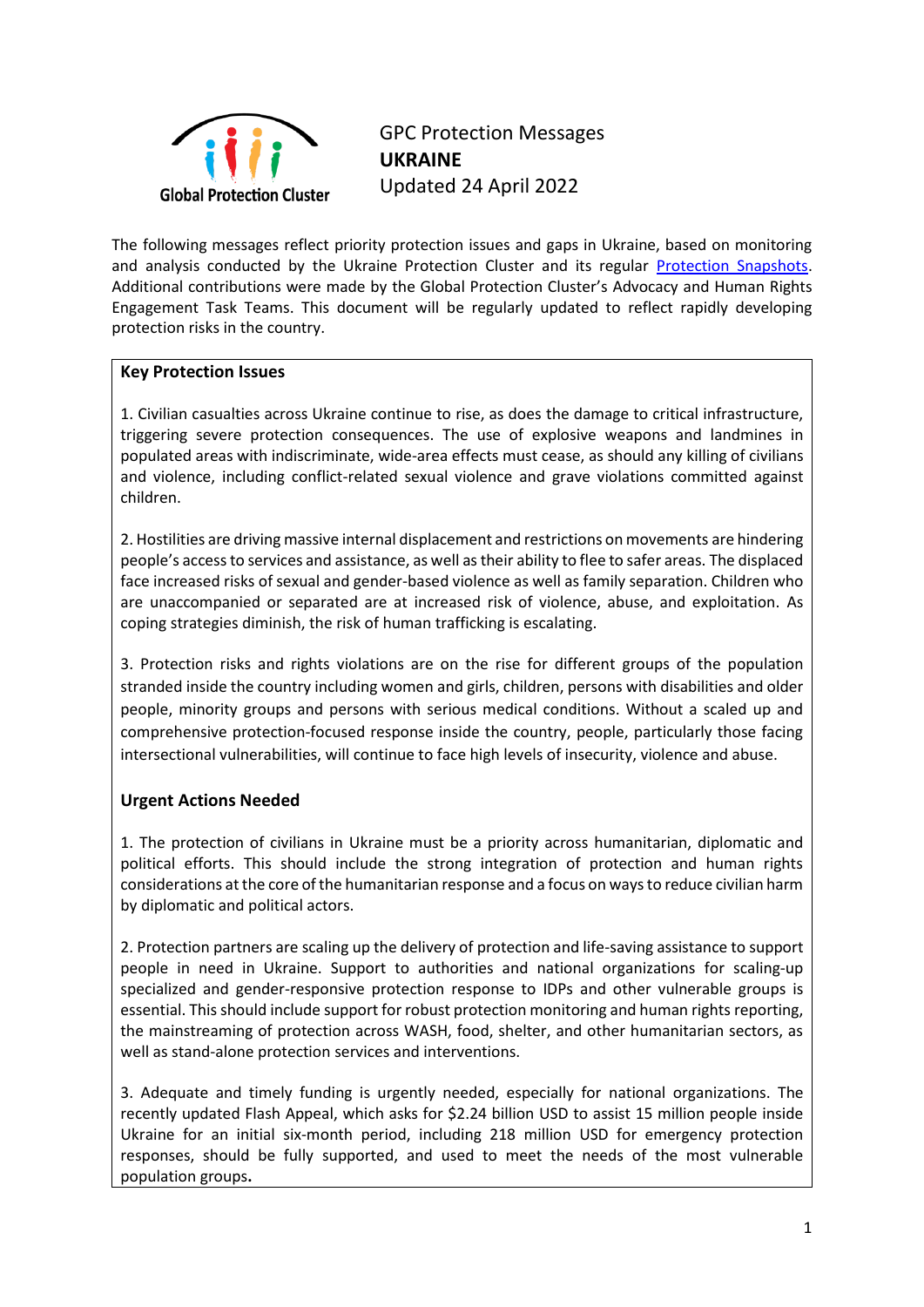Global Protection Cluster

# GPC Protection Messages

# UKRAINE

Updated 24 April 2022

The following messages reflect priority protection issues and gaps in Ukraine, based on monitoring and analysis conducted by the Ukraine Protection Cluster and its regular [Protection Snapshots](). Additional contributions were made by the Global Protection Cluster's Advocacy and Human Rights Engagement Task Teams. This document will be regularly updated to reflect rapidly developing protection risks in the country.

## Key Protection Issues

1. Civilian casualties across Ukraine continue to rise, as does the damage to critical infrastructure, triggering severe protection consequences. The use of explosive weapons and landmines in populated areas with indiscriminate, wide-area effects must cease, as should any killing of civilians and violence, including conflict-related sexual violence and grave violations committed against children.

2. Hostilities are driving massive internal displacement and restrictions on movements are hindering people's access to services and assistance, as well as their ability to flee to safer areas. The displaced face increased risks of sexual and gender-based violence as well as family separation. Children who are unaccompanied or separated are at increased risk of violence, abuse, and exploitation. As coping strategies diminish, the risk of human trafficking is escalating.

3. Protection risks and rights violations are on the rise for different groups of the population stranded inside the country including women and girls, children, persons with disabilities and older people, minority groups and persons with serious medical conditions. Without a scaled up and comprehensive protection-focused response inside the country, people, particularly those facing intersectional vulnerabilities, will continue to face high levels of insecurity, violence and abuse.

## Urgent Actions Needed

1. The protection of civilians in Ukraine must be a priority across humanitarian, diplomatic and political efforts. This should include the strong integration of protection and human rights considerations at the core of the humanitarian response and a focus on ways to reduce civilian harm by diplomatic and political actors.

2. Protection partners are scaling up the delivery of protection and life-saving assistance to support people in need in Ukraine. Support to authorities and national organizations for scaling-up specialized and gender-responsive protection response to IDPs and other vulnerable groups is essential. This should include support for robust protection monitoring and human rights reporting, the mainstreaming of protection across WASH, food, shelter, and other humanitarian sectors, as well as stand-alone protection services and interventions.

3. Adequate and timely funding is urgently needed, especially for national organizations. The recently updated Flash Appeal, which asks for $2.24 billion USD to assist 15 million people inside Ukraine for an initial six-month period, including 218 million USD for emergency protection responses, should be fully supported, and used to meet the needs of the most vulnerable population groups**.**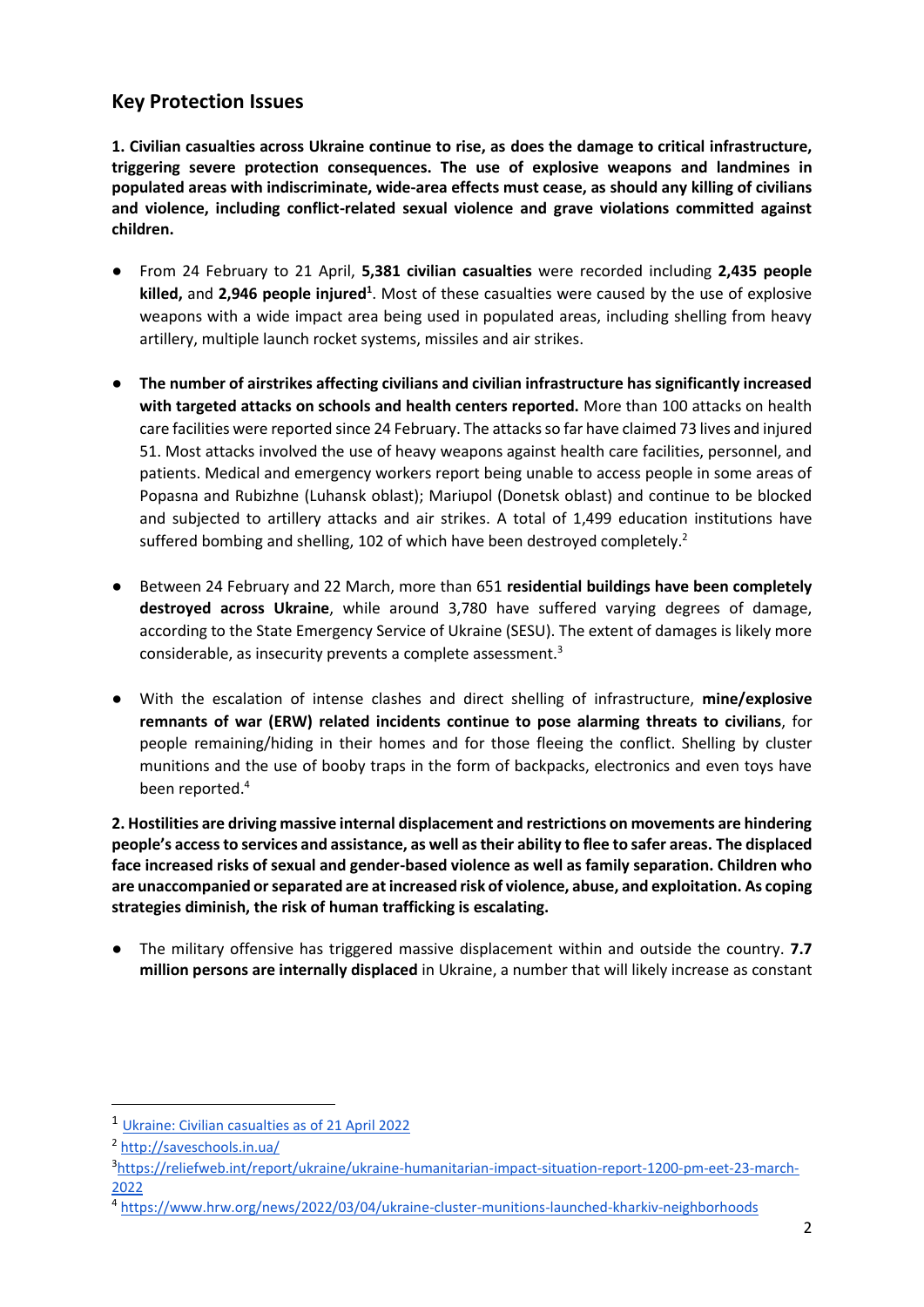## Key Protection Issues

**1. Civilian casualties across Ukraine continue to rise, as does the damage to critical infrastructure, triggering severe protection consequences. The use of explosive weapons and landmines in populated areas with indiscriminate, wide-area effects must cease, as should any killing of civilians and violence, including conflict-related sexual violence and grave violations committed against children.**

- From 24 February to 21 April, **5,381 civilian casualties** were recorded including **2,435 people killed,** and **2,946 people injured**[1]. Most of these casualties were caused by the use of explosive weapons with a wide impact area being used in populated areas, including shelling from heavy artillery, multiple launch rocket systems, missiles and air strikes.

- **The number of airstrikes affecting civilians and civilian infrastructure has significantly increased with targeted attacks on schools and health centers reported.** More than 100 attacks on health care facilities were reported since 24 February. The attacks so far have claimed 73 lives and injured 51. Most attacks involved the use of heavy weapons against health care facilities, personnel, and patients. Medical and emergency workers report being unable to access people in some areas of Popasna and Rubizhne (Luhansk oblast); Mariupol (Donetsk oblast) and continue to be blocked and subjected to artillery attacks and air strikes. A total of 1,499 education institutions have suffered bombing and shelling, 102 of which have been destroyed completely.[2]

- Between 24 February and 22 March, more than 651 **residential buildings have been completely destroyed across Ukraine**, while around 3,780 have suffered varying degrees of damage, according to the State Emergency Service of Ukraine (SESU). The extent of damages is likely more considerable, as insecurity prevents a complete assessment.[3]

- With the escalation of intense clashes and direct shelling of infrastructure, **mine/explosive remnants of war (ERW) related incidents continue to pose alarming threats to civilians**, for people remaining/hiding in their homes and for those fleeing the conflict. Shelling by cluster munitions and the use of booby traps in the form of backpacks, electronics and even toys have been reported.[4]

**2. Hostilities are driving massive internal displacement and restrictions on movements are hindering people's access to services and assistance, as well as their ability to flee to safer areas. The displaced face increased risks of sexual and gender-based violence as well as family separation. Children who are unaccompanied or separated are at increased risk of violence, abuse, and exploitation. As coping strategies diminish, the risk of human trafficking is escalating.**

- The military offensive has triggered massive displacement within and outside the country. **7.7 million persons are internally displaced** in Ukraine, a number that will likely increase as constant

---

[1] Ukraine: Civilian casualties as of 21 April 2022

[2] http://saveschools.in.ua/

[3] https://reliefweb.int/report/ukraine/ukraine-humanitarian-impact-situation-report-1200-pm-eet-23-march-2022

[4] https://www.hrw.org/news/2022/03/04/ukraine-cluster-munitions-launched-kharkiv-neighborhoods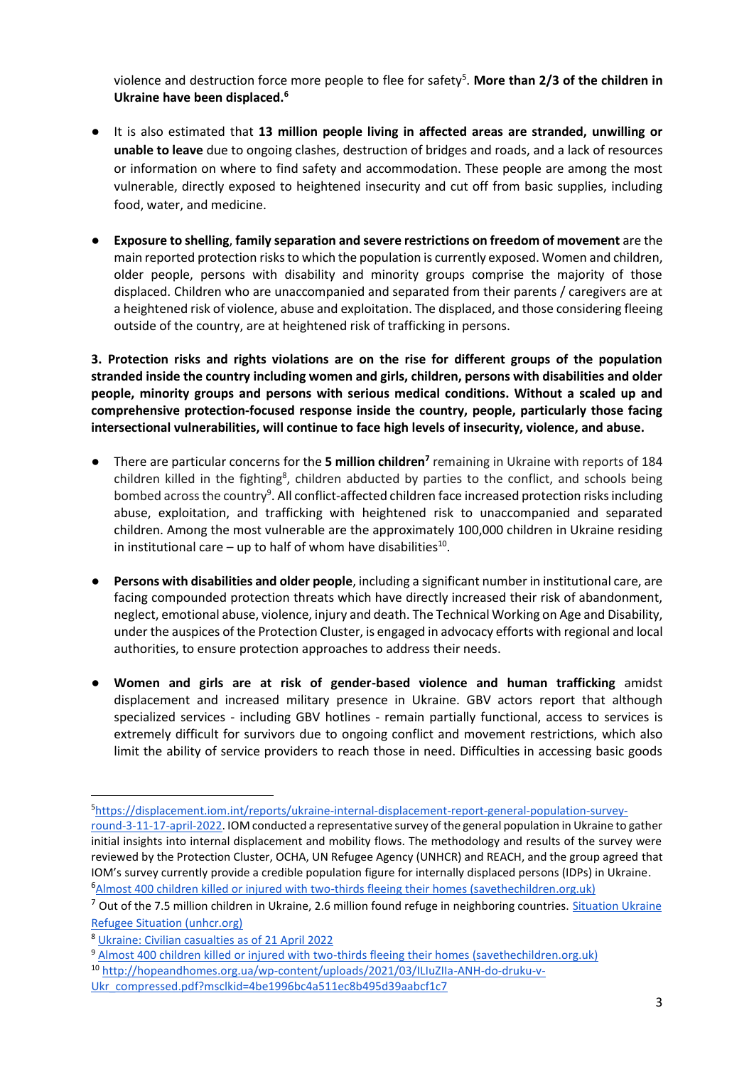violence and destruction force more people to flee for safety[5]. **More than 2/3 of the children in Ukraine have been displaced.[6]**

- It is also estimated that **13 million people living in affected areas are stranded, unwilling or unable to leave** due to ongoing clashes, destruction of bridges and roads, and a lack of resources or information on where to find safety and accommodation. These people are among the most vulnerable, directly exposed to heightened insecurity and cut off from basic supplies, including food, water, and medicine.

- **Exposure to shelling**, **family separation and severe restrictions on freedom of movement** are the main reported protection risks to which the population is currently exposed. Women and children, older people, persons with disability and minority groups comprise the majority of those displaced. Children who are unaccompanied and separated from their parents / caregivers are at a heightened risk of violence, abuse and exploitation. The displaced, and those considering fleeing outside of the country, are at heightened risk of trafficking in persons.

**3. Protection risks and rights violations are on the rise for different groups of the population stranded inside the country including women and girls, children, persons with disabilities and older people, minority groups and persons with serious medical conditions. Without a scaled up and comprehensive protection-focused response inside the country, people, particularly those facing intersectional vulnerabilities, will continue to face high levels of insecurity, violence, and abuse.**

- There are particular concerns for the **5 million children[7]** remaining in Ukraine with reports of 184 children killed in the fighting[8], children abducted by parties to the conflict, and schools being bombed across the country[9]. All conflict-affected children face increased protection risks including abuse, exploitation, and trafficking with heightened risk to unaccompanied and separated children. Among the most vulnerable are the approximately 100,000 children in Ukraine residing in institutional care – up to half of whom have disabilities[10].

- **Persons with disabilities and older people**, including a significant number in institutional care, are facing compounded protection threats which have directly increased their risk of abandonment, neglect, emotional abuse, violence, injury and death. The Technical Working on Age and Disability, under the auspices of the Protection Cluster, is engaged in advocacy efforts with regional and local authorities, to ensure protection approaches to address their needs.

- **Women and girls are at risk of gender-based violence and human trafficking** amidst displacement and increased military presence in Ukraine. GBV actors report that although specialized services - including GBV hotlines - remain partially functional, access to services is extremely difficult for survivors due to ongoing conflict and movement restrictions, which also limit the ability of service providers to reach those in need. Difficulties in accessing basic goods

---

[5] https://displacement.iom.int/reports/ukraine-internal-displacement-report-general-population-survey-round-3-11-17-april-2022. IOM conducted a representative survey of the general population in Ukraine to gather initial insights into internal displacement and mobility flows. The methodology and results of the survey were reviewed by the Protection Cluster, OCHA, UN Refugee Agency (UNHCR) and REACH, and the group agreed that IOM's survey currently provide a credible population figure for internally displaced persons (IDPs) in Ukraine.

[6] Almost 400 children killed or injured with two-thirds fleeing their homes (savethechildren.org.uk)

[7] Out of the 7.5 million children in Ukraine, 2.6 million found refuge in neighboring countries. Situation Ukraine Refugee Situation (unhcr.org)

[8] Ukraine: Civilian casualties as of 21 April 2022

[9] Almost 400 children killed or injured with two-thirds fleeing their homes (savethechildren.org.uk)

[10] http://hopeandhomes.org.ua/wp-content/uploads/2021/03/ILIuZIIa-ANH-do-druku-v-Ukr_compressed.pdf?msclkid=4be1996bc4a511ec8b495d39aabcf1c7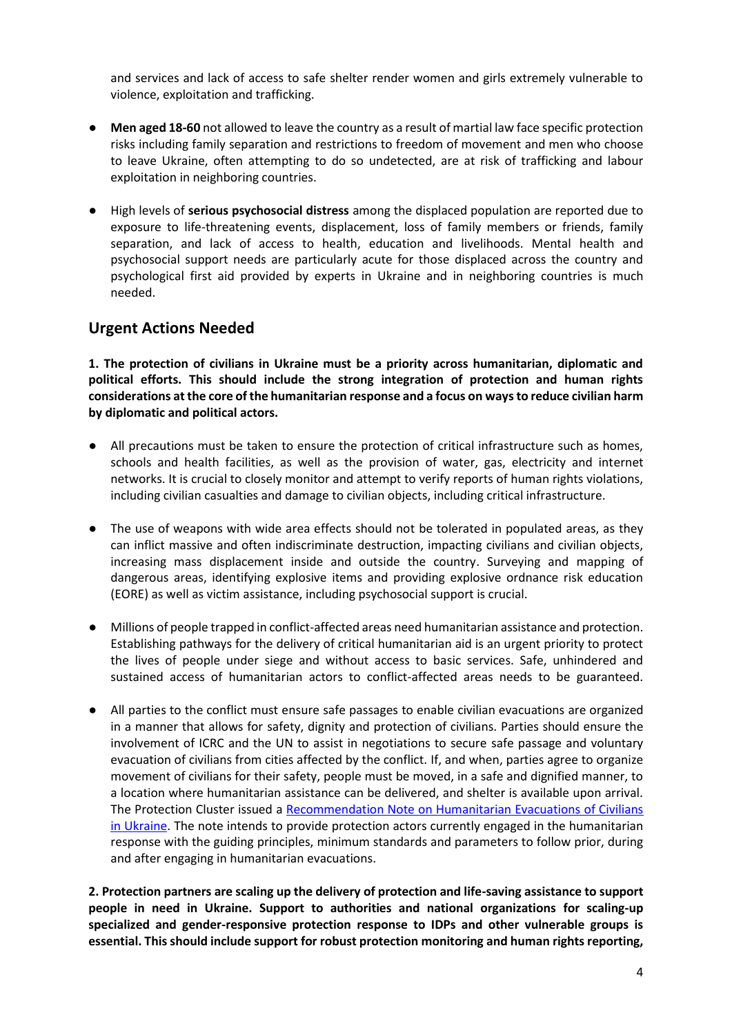and services and lack of access to safe shelter render women and girls extremely vulnerable to violence, exploitation and trafficking.

- **Men aged 18-60** not allowed to leave the country as a result of martial law face specific protection risks including family separation and restrictions to freedom of movement and men who choose to leave Ukraine, often attempting to do so undetected, are at risk of trafficking and labour exploitation in neighboring countries.

- High levels of **serious psychosocial distress** among the displaced population are reported due to exposure to life-threatening events, displacement, loss of family members or friends, family separation, and lack of access to health, education and livelihoods. Mental health and psychosocial support needs are particularly acute for those displaced across the country and psychological first aid provided by experts in Ukraine and in neighboring countries is much needed.

## Urgent Actions Needed

**1. The protection of civilians in Ukraine must be a priority across humanitarian, diplomatic and political efforts. This should include the strong integration of protection and human rights considerations at the core of the humanitarian response and a focus on ways to reduce civilian harm by diplomatic and political actors.**

- All precautions must be taken to ensure the protection of critical infrastructure such as homes, schools and health facilities, as well as the provision of water, gas, electricity and internet networks. It is crucial to closely monitor and attempt to verify reports of human rights violations, including civilian casualties and damage to civilian objects, including critical infrastructure.

- The use of weapons with wide area effects should not be tolerated in populated areas, as they can inflict massive and often indiscriminate destruction, impacting civilians and civilian objects, increasing mass displacement inside and outside the country. Surveying and mapping of dangerous areas, identifying explosive items and providing explosive ordnance risk education (EORE) as well as victim assistance, including psychosocial support is crucial.

- Millions of people trapped in conflict-affected areas need humanitarian assistance and protection. Establishing pathways for the delivery of critical humanitarian aid is an urgent priority to protect the lives of people under siege and without access to basic services. Safe, unhindered and sustained access of humanitarian actors to conflict-affected areas needs to be guaranteed.

- All parties to the conflict must ensure safe passages to enable civilian evacuations are organized in a manner that allows for safety, dignity and protection of civilians. Parties should ensure the involvement of ICRC and the UN to assist in negotiations to secure safe passage and voluntary evacuation of civilians from cities affected by the conflict. If, and when, parties agree to organize movement of civilians for their safety, people must be moved, in a safe and dignified manner, to a location where humanitarian assistance can be delivered, and shelter is available upon arrival. The Protection Cluster issued a [Recommendation Note on Humanitarian Evacuations of Civilians in Ukraine](). The note intends to provide protection actors currently engaged in the humanitarian response with the guiding principles, minimum standards and parameters to follow prior, during and after engaging in humanitarian evacuations.

**2. Protection partners are scaling up the delivery of protection and life-saving assistance to support people in need in Ukraine. Support to authorities and national organizations for scaling-up specialized and gender-responsive protection response to IDPs and other vulnerable groups is essential. This should include support for robust protection monitoring and human rights reporting,**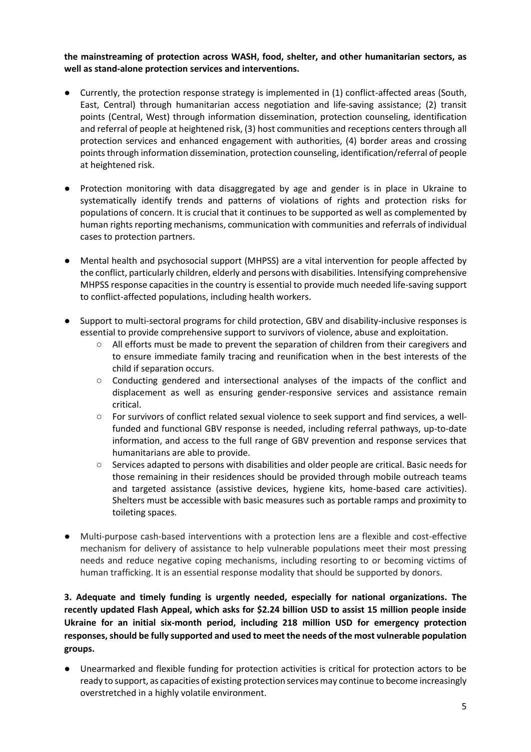**the mainstreaming of protection across WASH, food, shelter, and other humanitarian sectors, as well as stand-alone protection services and interventions.**

- Currently, the protection response strategy is implemented in (1) conflict-affected areas (South, East, Central) through humanitarian access negotiation and life-saving assistance; (2) transit points (Central, West) through information dissemination, protection counseling, identification and referral of people at heightened risk, (3) host communities and receptions centers through all protection services and enhanced engagement with authorities, (4) border areas and crossing points through information dissemination, protection counseling, identification/referral of people at heightened risk.

- Protection monitoring with data disaggregated by age and gender is in place in Ukraine to systematically identify trends and patterns of violations of rights and protection risks for populations of concern. It is crucial that it continues to be supported as well as complemented by human rights reporting mechanisms, communication with communities and referrals of individual cases to protection partners.

- Mental health and psychosocial support (MHPSS) are a vital intervention for people affected by the conflict, particularly children, elderly and persons with disabilities. Intensifying comprehensive MHPSS response capacities in the country is essential to provide much needed life-saving support to conflict-affected populations, including health workers.

- Support to multi-sectoral programs for child protection, GBV and disability-inclusive responses is essential to provide comprehensive support to survivors of violence, abuse and exploitation.
  - All efforts must be made to prevent the separation of children from their caregivers and to ensure immediate family tracing and reunification when in the best interests of the child if separation occurs.
  - Conducting gendered and intersectional analyses of the impacts of the conflict and displacement as well as ensuring gender-responsive services and assistance remain critical.
  - For survivors of conflict related sexual violence to seek support and find services, a well-funded and functional GBV response is needed, including referral pathways, up-to-date information, and access to the full range of GBV prevention and response services that humanitarians are able to provide.
  - Services adapted to persons with disabilities and older people are critical. Basic needs for those remaining in their residences should be provided through mobile outreach teams and targeted assistance (assistive devices, hygiene kits, home-based care activities). Shelters must be accessible with basic measures such as portable ramps and proximity to toileting spaces.

- Multi-purpose cash-based interventions with a protection lens are a flexible and cost-effective mechanism for delivery of assistance to help vulnerable populations meet their most pressing needs and reduce negative coping mechanisms, including resorting to or becoming victims of human trafficking. It is an essential response modality that should be supported by donors.

**3. Adequate and timely funding is urgently needed, especially for national organizations. The recently updated Flash Appeal, which asks for $2.24 billion USD to assist 15 million people inside Ukraine for an initial six-month period, including 218 million USD for emergency protection responses, should be fully supported and used to meet the needs of the most vulnerable population groups.**

- Unearmarked and flexible funding for protection activities is critical for protection actors to be ready to support, as capacities of existing protection services may continue to become increasingly overstretched in a highly volatile environment.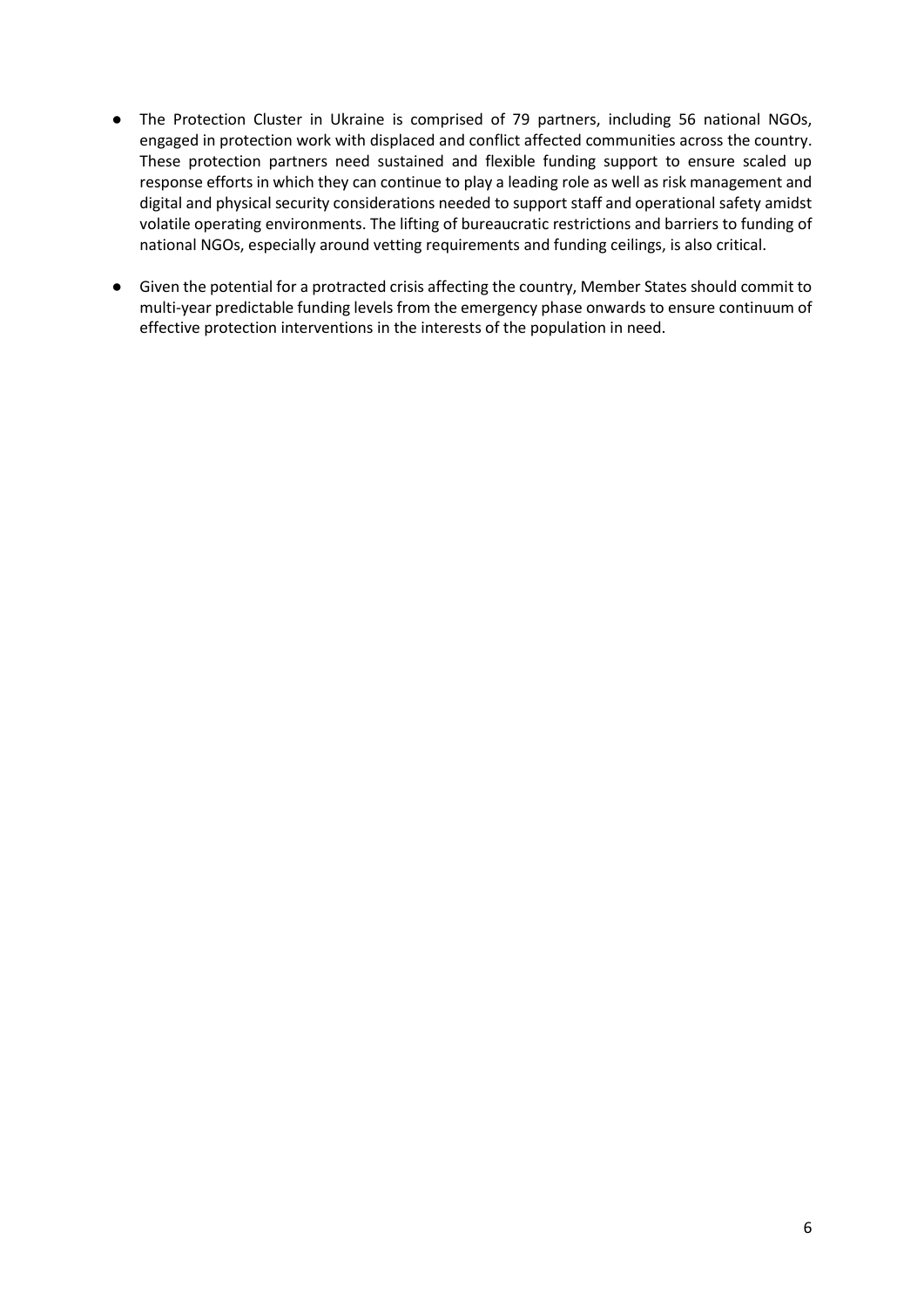- The Protection Cluster in Ukraine is comprised of 79 partners, including 56 national NGOs, engaged in protection work with displaced and conflict affected communities across the country. These protection partners need sustained and flexible funding support to ensure scaled up response efforts in which they can continue to play a leading role as well as risk management and digital and physical security considerations needed to support staff and operational safety amidst volatile operating environments. The lifting of bureaucratic restrictions and barriers to funding of national NGOs, especially around vetting requirements and funding ceilings, is also critical.

- Given the potential for a protracted crisis affecting the country, Member States should commit to multi-year predictable funding levels from the emergency phase onwards to ensure continuum of effective protection interventions in the interests of the population in need.